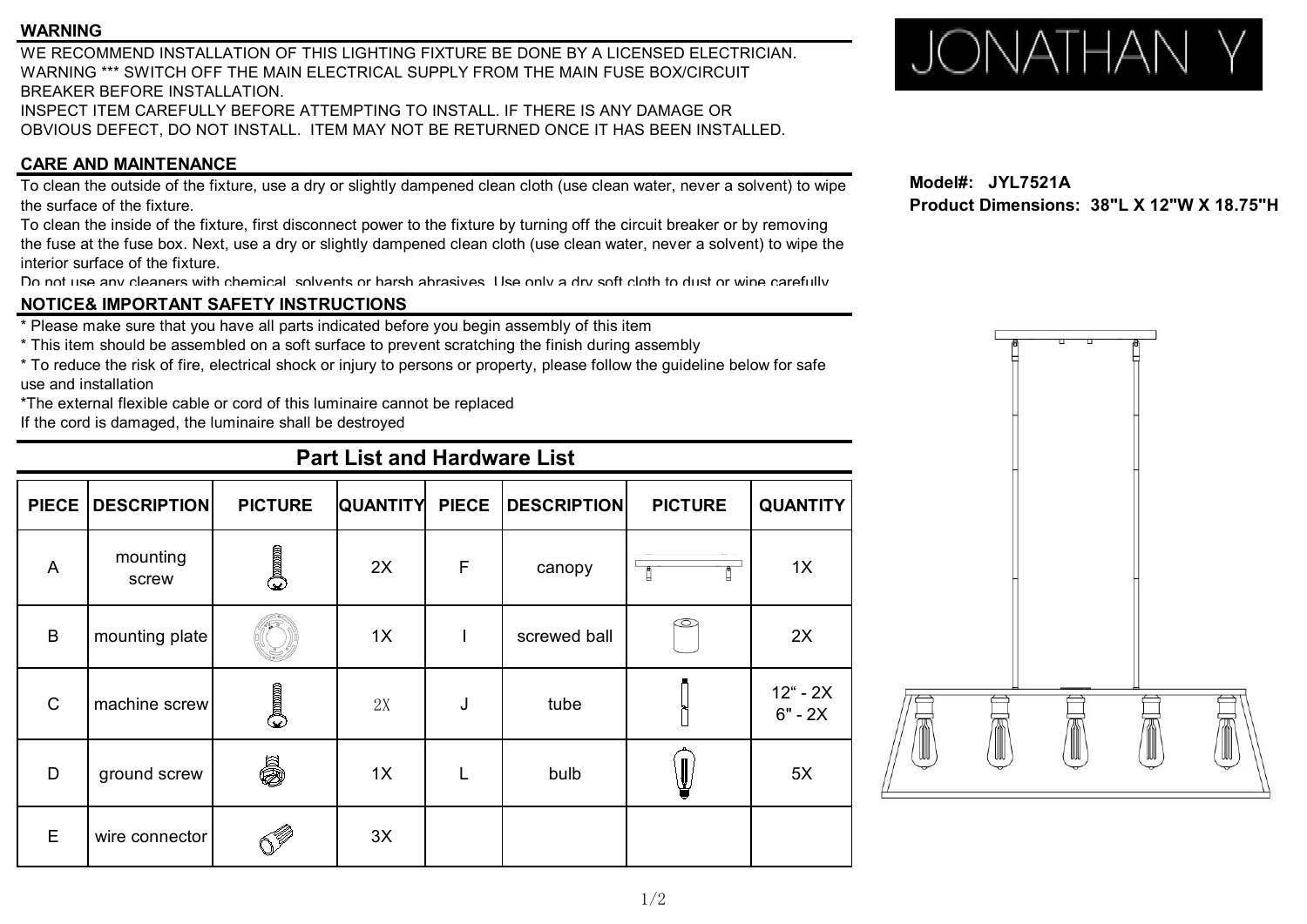## WARNING

WE RECOMMEND INSTALLATION OF THIS LIGHTING FIXTURE BE DONE BY A LICENSED ELECTRICIAN.
WARNING *** SWITCH OFF THE MAIN ELECTRICAL SUPPLY FROM THE MAIN FUSE BOX/CIRCUIT BREAKER BEFORE INSTALLATION.
INSPECT ITEM CAREFULLY BEFORE ATTEMPTING TO INSTALL. IF THERE IS ANY DAMAGE OR OBVIOUS DEFECT, DO NOT INSTALL. ITEM MAY NOT BE RETURNED ONCE IT HAS BEEN INSTALLED.

JONATHAN Y

**Model#: JYL7521A**
**Product Dimensions: 38"L X 12"W X 18.75"H**

## CARE AND MAINTENANCE

To clean the outside of the fixture, use a dry or slightly dampened clean cloth (use clean water, never a solvent) to wipe the surface of the fixture.
To clean the inside of the fixture, first disconnect power to the fixture by turning off the circuit breaker or by removing the fuse at the fuse box. Next, use a dry or slightly dampened clean cloth (use clean water, never a solvent) to wipe the interior surface of the fixture.
Do not use any cleaners with chemical, solvents or harsh abrasives. Use only a dry soft cloth to dust or wipe carefully

## NOTICE& IMPORTANT SAFETY INSTRUCTIONS

* Please make sure that you have all parts indicated before you begin assembly of this item
* This item should be assembled on a soft surface to prevent scratching the finish during assembly
* To reduce the risk of fire, electrical shock or injury to persons or property, please follow the guideline below for safe use and installation
*The external flexible cable or cord of this luminaire cannot be replaced
If the cord is damaged, the luminaire shall be destroyed

## Part List and Hardware List

| PIECE | DESCRIPTION | PICTURE | QUANTITY | PIECE | DESCRIPTION | PICTURE | QUANTITY |
|---|---|---|---|---|---|---|---|
| A | mounting screw | | 2X | F | canopy | | 1X |
| B | mounting plate | | 1X | I | screwed ball | | 2X |
| C | machine screw | | 2X | J | tube | | 12" - 2X<br>6" - 2X |
| D | ground screw | | 1X | L | bulb | | 5X |
| E | wire connector | | 3X | | | | |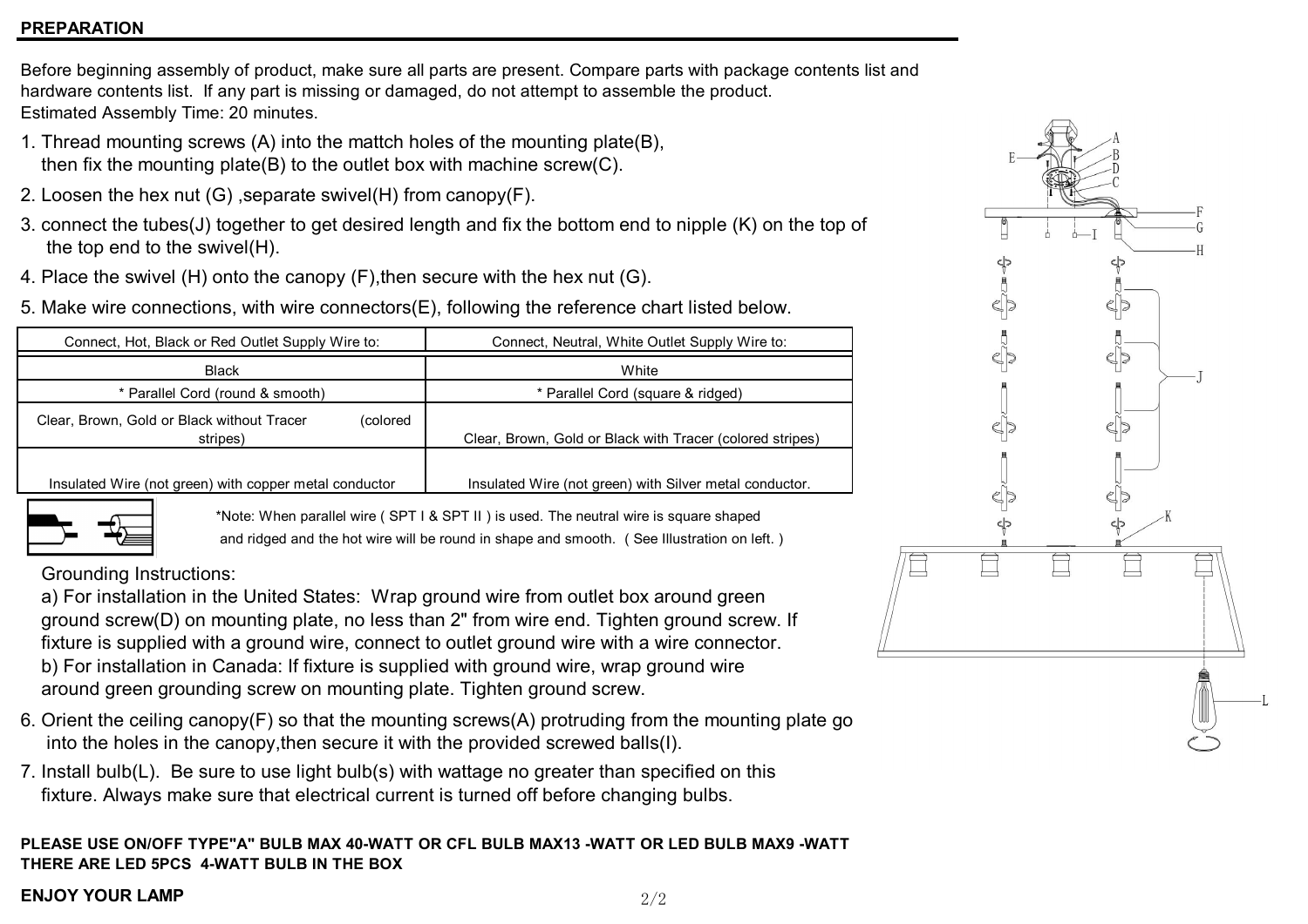## PREPARATION

Before beginning assembly of product, make sure all parts are present. Compare parts with package contents list and hardware contents list. If any part is missing or damaged, do not attempt to assemble the product.
Estimated Assembly Time: 20 minutes.

1. Thread mounting screws (A) into the mattch holes of the mounting plate(B), then fix the mounting plate(B) to the outlet box with machine screw(C).
2. Loosen the hex nut (G) ,separate swivel(H) from canopy(F).
3. connect the tubes(J) together to get desired length and fix the bottom end to nipple (K) on the top of the top end to the swivel(H).
4. Place the swivel (H) onto the canopy (F),then secure with the hex nut (G).
5. Make wire connections, with wire connectors(E), following the reference chart listed below.

| Connect, Hot, Black or Red Outlet Supply Wire to: | Connect, Neutral, White Outlet Supply Wire to: |
| --- | --- |
| Black | White |
| * Parallel Cord (round & smooth) | * Parallel Cord (square & ridged) |
| Clear, Brown, Gold or Black without Tracer (colored stripes) | Clear, Brown, Gold or Black with Tracer (colored stripes) |
| Insulated Wire (not green) with copper metal conductor | Insulated Wire (not green) with Silver metal conductor. |

*Note: When parallel wire ( SPT I & SPT II ) is used. The neutral wire is square shaped and ridged and the hot wire will be round in shape and smooth. ( See Illustration on left. )

Grounding Instructions:

a) For installation in the United States: Wrap ground wire from outlet box around green ground screw(D) on mounting plate, no less than 2" from wire end. Tighten ground screw. If fixture is supplied with a ground wire, connect to outlet ground wire with a wire connector.

b) For installation in Canada: If fixture is supplied with ground wire, wrap ground wire around green grounding screw on mounting plate. Tighten ground screw.

6. Orient the ceiling canopy(F) so that the mounting screws(A) protruding from the mounting plate go into the holes in the canopy,then secure it with the provided screwed balls(I).
7. Install bulb(L). Be sure to use light bulb(s) with wattage no greater than specified on this fixture. Always make sure that electrical current is turned off before changing bulbs.

A
B
E
D
C
F
G
I
H
J
K
L

**PLEASE USE ON/OFF TYPE"A" BULB MAX 40-WATT OR CFL BULB MAX13 -WATT OR LED BULB MAX9 -WATT**
**THERE ARE LED 5PCS 4-WATT BULB IN THE BOX**

**ENJOY YOUR LAMP**